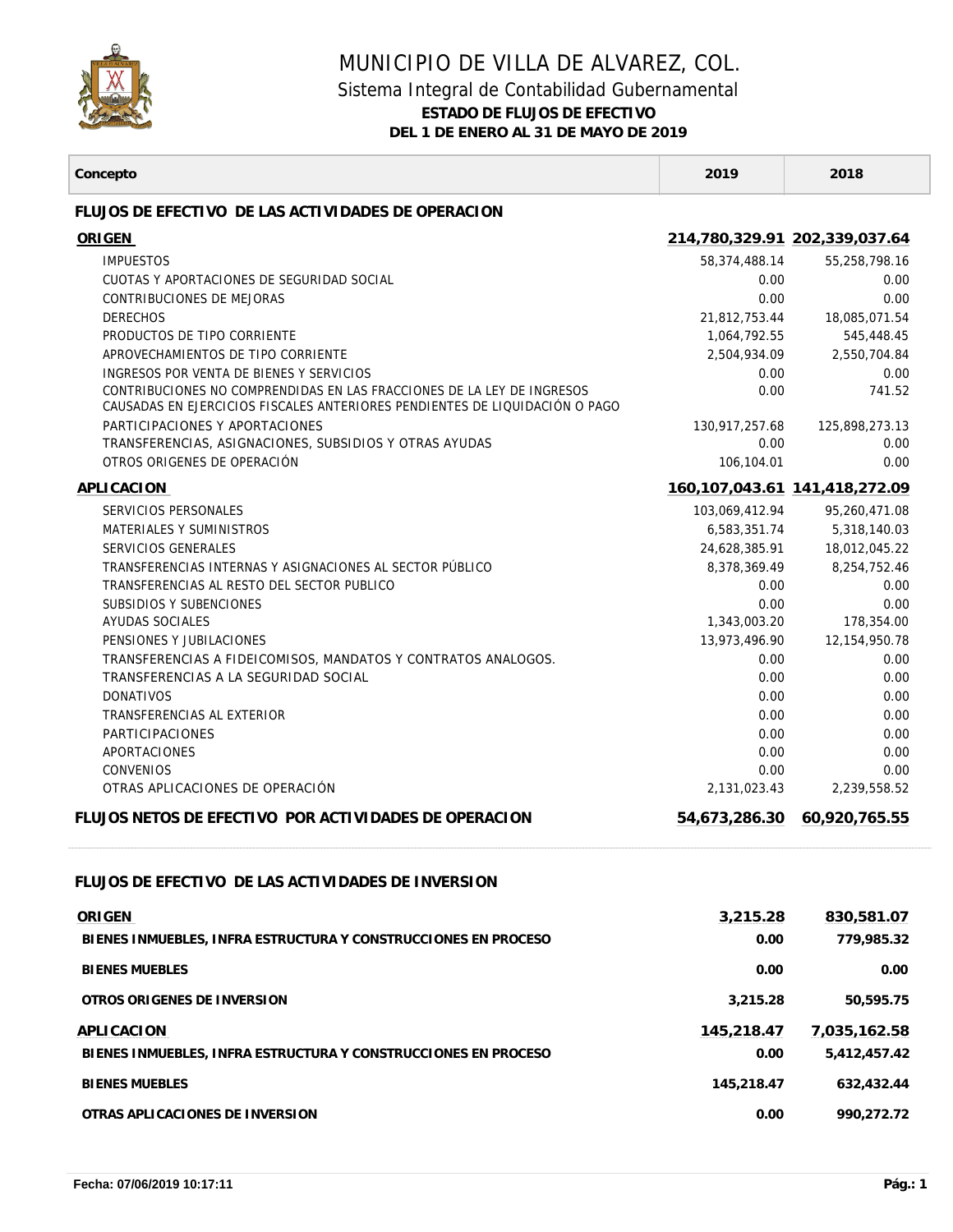# MUNICIPIO DE VILLA DE ALVAREZ, COL.

## Sistema Integral de Contabilidad Gubernamental

**ESTADO DE FLUJOS DE EFECTIVO**

**DEL 1 DE ENERO AL 31 DE MAYO DE 2019**

| Concepto | 2019 | 2018 |
|---|---|---|
| **FLUJOS DE EFECTIVO DE LAS ACTIVIDADES DE OPERACION** | | |
| **ORIGEN** | **214,780,329.91** | **202,339,037.64** |
| IMPUESTOS | 58,374,488.14 | 55,258,798.16 |
| CUOTAS Y APORTACIONES DE SEGURIDAD SOCIAL | 0.00 | 0.00 |
| CONTRIBUCIONES DE MEJORAS | 0.00 | 0.00 |
| DERECHOS | 21,812,753.44 | 18,085,071.54 |
| PRODUCTOS DE TIPO CORRIENTE | 1,064,792.55 | 545,448.45 |
| APROVECHAMIENTOS DE TIPO CORRIENTE | 2,504,934.09 | 2,550,704.84 |
| INGRESOS POR VENTA DE BIENES Y SERVICIOS | 0.00 | 0.00 |
| CONTRIBUCIONES NO COMPRENDIDAS EN LAS FRACCIONES DE LA LEY DE INGRESOS CAUSADAS EN EJERCICIOS FISCALES ANTERIORES PENDIENTES DE LIQUIDACIÓN O PAGO | 0.00 | 741.52 |
| PARTICIPACIONES Y APORTACIONES | 130,917,257.68 | 125,898,273.13 |
| TRANSFERENCIAS, ASIGNACIONES, SUBSIDIOS Y OTRAS AYUDAS | 0.00 | 0.00 |
| OTROS ORIGENES DE OPERACIÓN | 106,104.01 | 0.00 |
| **APLICACION** | **160,107,043.61** | **141,418,272.09** |
| SERVICIOS PERSONALES | 103,069,412.94 | 95,260,471.08 |
| MATERIALES Y SUMINISTROS | 6,583,351.74 | 5,318,140.03 |
| SERVICIOS GENERALES | 24,628,385.91 | 18,012,045.22 |
| TRANSFERENCIAS INTERNAS Y ASIGNACIONES AL SECTOR PÚBLICO | 8,378,369.49 | 8,254,752.46 |
| TRANSFERENCIAS AL RESTO DEL SECTOR PUBLICO | 0.00 | 0.00 |
| SUBSIDIOS Y SUBENCIONES | 0.00 | 0.00 |
| AYUDAS SOCIALES | 1,343,003.20 | 178,354.00 |
| PENSIONES Y JUBILACIONES | 13,973,496.90 | 12,154,950.78 |
| TRANSFERENCIAS A FIDEICOMISOS, MANDATOS Y CONTRATOS ANALOGOS. | 0.00 | 0.00 |
| TRANSFERENCIAS A LA SEGURIDAD SOCIAL | 0.00 | 0.00 |
| DONATIVOS | 0.00 | 0.00 |
| TRANSFERENCIAS AL EXTERIOR | 0.00 | 0.00 |
| PARTICIPACIONES | 0.00 | 0.00 |
| APORTACIONES | 0.00 | 0.00 |
| CONVENIOS | 0.00 | 0.00 |
| OTRAS APLICACIONES DE OPERACIÓN | 2,131,023.43 | 2,239,558.52 |
| **FLUJOS NETOS DE EFECTIVO POR ACTIVIDADES DE OPERACION** | **54,673,286.30** | **60,920,765.55** |

| Concepto | 2019 | 2018 |
|---|---|---|
| **FLUJOS DE EFECTIVO DE LAS ACTIVIDADES DE INVERSION** | | |
| **ORIGEN** | **3,215.28** | **830,581.07** |
| **BIENES INMUEBLES, INFRA ESTRUCTURA Y CONSTRUCCIONES EN PROCESO** | **0.00** | **779,985.32** |
| **BIENES MUEBLES** | **0.00** | **0.00** |
| **OTROS ORIGENES DE INVERSION** | **3,215.28** | **50,595.75** |
| **APLICACION** | **145,218.47** | **7,035,162.58** |
| **BIENES INMUEBLES, INFRA ESTRUCTURA Y CONSTRUCCIONES EN PROCESO** | **0.00** | **5,412,457.42** |
| **BIENES MUEBLES** | **145,218.47** | **632,432.44** |
| **OTRAS APLICACIONES DE INVERSION** | **0.00** | **990,272.72** |

**Fecha: 07/06/2019 10:17:11**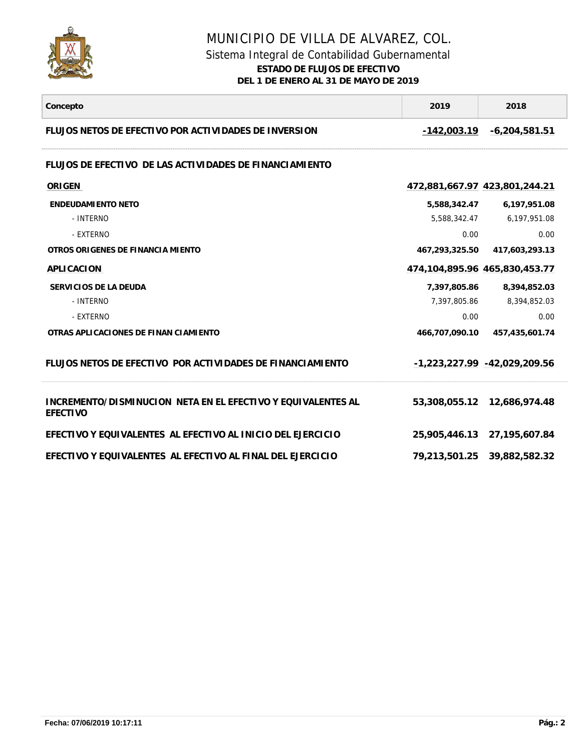# MUNICIPIO DE VILLA DE ALVAREZ, COL.

## Sistema Integral de Contabilidad Gubernamental

**ESTADO DE FLUJOS DE EFECTIVO**

**DEL 1 DE ENERO AL 31 DE MAYO DE 2019**

| Concepto | 2019 | 2018 |
| --- | --- | --- |
| **FLUJOS NETOS DE EFECTIVO POR ACTIVIDADES DE INVERSION** | **-142,003.19** | **-6,204,581.51** |
| **FLUJOS DE EFECTIVO DE LAS ACTIVIDADES DE FINANCIAMIENTO** | | |
| **ORIGEN** | **472,881,667.97** | **423,801,244.21** |
| **ENDEUDAMIENTO NETO** | **5,588,342.47** | **6,197,951.08** |
| - INTERNO | 5,588,342.47 | 6,197,951.08 |
| - EXTERNO | 0.00 | 0.00 |
| **OTROS ORIGENES DE FINANCIAMIENTO** | **467,293,325.50** | **417,603,293.13** |
| **APLICACION** | **474,104,895.96** | **465,830,453.77** |
| **SERVICIOS DE LA DEUDA** | **7,397,805.86** | **8,394,852.03** |
| - INTERNO | 7,397,805.86 | 8,394,852.03 |
| - EXTERNO | 0.00 | 0.00 |
| **OTRAS APLICACIONES DE FINANCIAMIENTO** | **466,707,090.10** | **457,435,601.74** |
| **FLUJOS NETOS DE EFECTIVO POR ACTIVIDADES DE FINANCIAMIENTO** | **-1,223,227.99** | **-42,029,209.56** |
| **INCREMENTO/DISMINUCION NETA EN EL EFECTIVO Y EQUIVALENTES AL EFECTIVO** | **53,308,055.12** | **12,686,974.48** |
| **EFECTIVO Y EQUIVALENTES AL EFECTIVO AL INICIO DEL EJERCICIO** | **25,905,446.13** | **27,195,607.84** |
| **EFECTIVO Y EQUIVALENTES AL EFECTIVO AL FINAL DEL EJERCICIO** | **79,213,501.25** | **39,882,582.32** |

**Fecha: 07/06/2019 10:17:11**